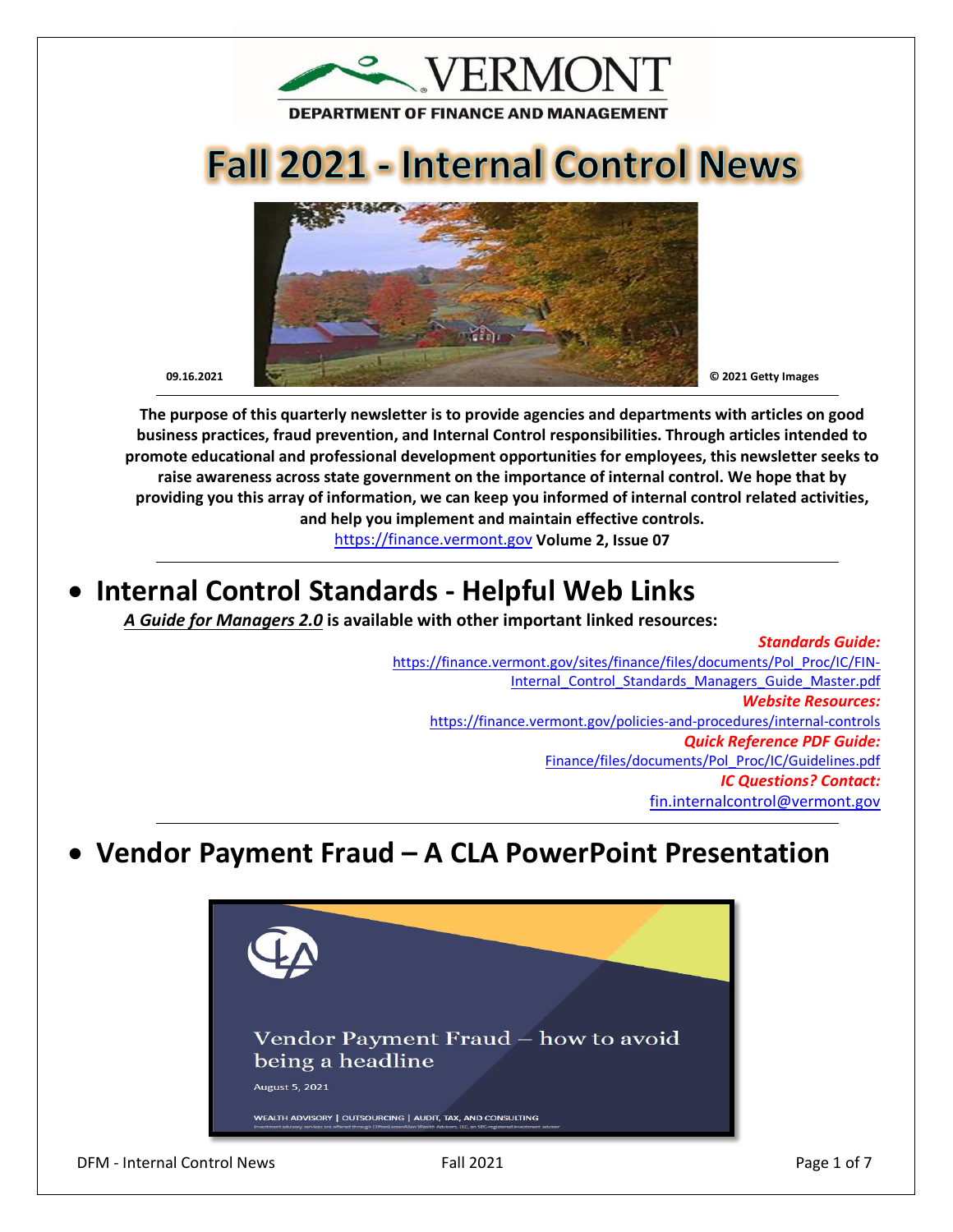VERMONT

DEPARTMENT OF FINANCE AND MANAGEMENT

# Fall 2021 - Internal Control News

09.16.2021

© 2021 Getty Images

**The purpose of this quarterly newsletter is to provide agencies and departments with articles on good business practices, fraud prevention, and Internal Control responsibilities. Through articles intended to promote educational and professional development opportunities for employees, this newsletter seeks to raise awareness across state government on the importance of internal control. We hope that by providing you this array of information, we can keep you informed of internal control related activities, and help you implement and maintain effective controls.**

https://finance.vermont.gov **Volume 2, Issue 07**

---

## • Internal Control Standards - Helpful Web Links

***A Guide for Managers 2.0*** **is available with other important linked resources:**

***Standards Guide:***
https://finance.vermont.gov/sites/finance/files/documents/Pol_Proc/IC/FIN-Internal_Control_Standards_Managers_Guide_Master.pdf

***Website Resources:***
https://finance.vermont.gov/policies-and-procedures/internal-controls

***Quick Reference PDF Guide:***
Finance/files/documents/Pol_Proc/IC/Guidelines.pdf

***IC Questions? Contact:***
fin.internalcontrol@vermont.gov

---

## • Vendor Payment Fraud – A CLA PowerPoint Presentation

Vendor Payment Fraud – how to avoid being a headline

August 5, 2021

WEALTH ADVISORY | OUTSOURCING | AUDIT, TAX, AND CONSULTING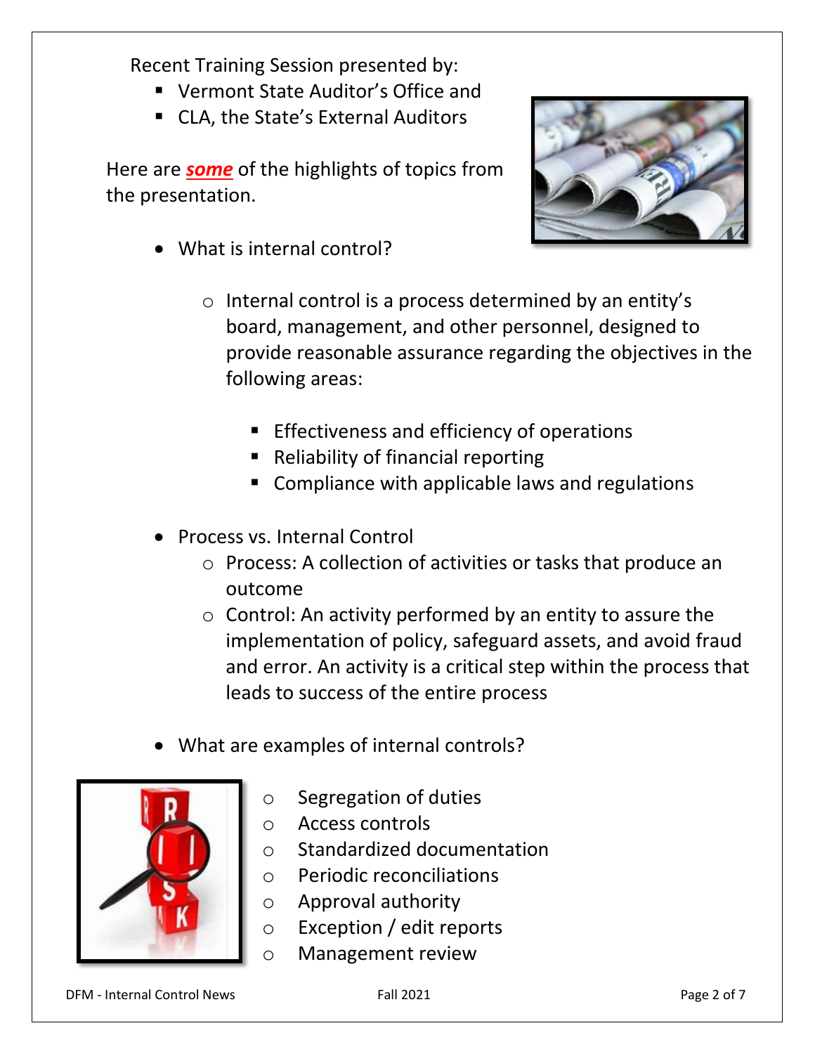Recent Training Session presented by:

- Vermont State Auditor's Office and
- CLA, the State's External Auditors

Here are ***some*** of the highlights of topics from the presentation.

- What is internal control?
  - Internal control is a process determined by an entity's board, management, and other personnel, designed to provide reasonable assurance regarding the objectives in the following areas:
    - Effectiveness and efficiency of operations
    - Reliability of financial reporting
    - Compliance with applicable laws and regulations
- Process vs. Internal Control
  - Process: A collection of activities or tasks that produce an outcome
  - Control: An activity performed by an entity to assure the implementation of policy, safeguard assets, and avoid fraud and error. An activity is a critical step within the process that leads to success of the entire process
- What are examples of internal controls?
  - Segregation of duties
  - Access controls
  - Standardized documentation
  - Periodic reconciliations
  - Approval authority
  - Exception / edit reports
  - Management review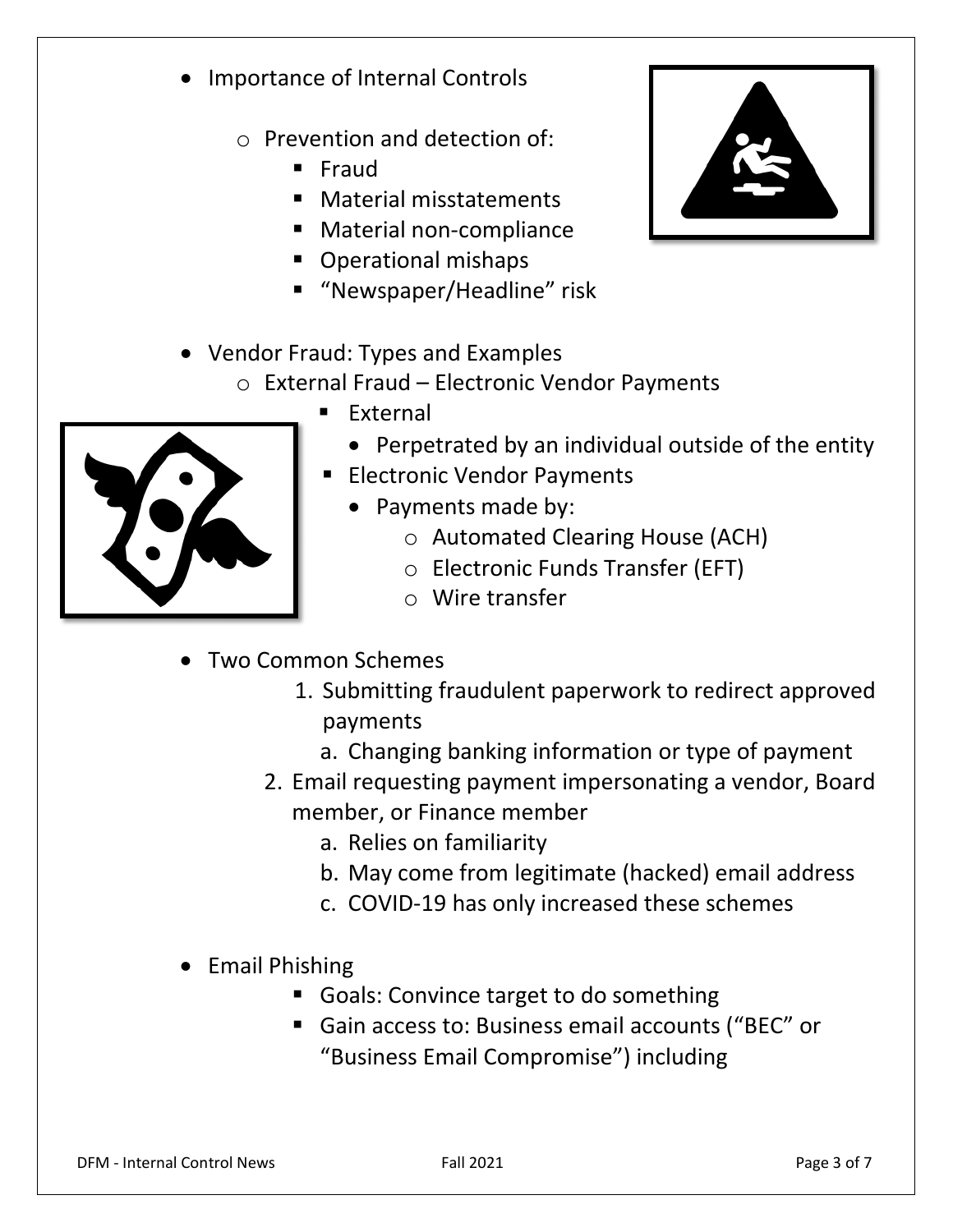- Importance of Internal Controls
  - Prevention and detection of:
    - Fraud
    - Material misstatements
    - Material non-compliance
    - Operational mishaps
    - "Newspaper/Headline" risk

- Vendor Fraud: Types and Examples
  - External Fraud – Electronic Vendor Payments
    - External
      - Perpetrated by an individual outside of the entity
    - Electronic Vendor Payments
      - Payments made by:
        - Automated Clearing House (ACH)
        - Electronic Funds Transfer (EFT)
        - Wire transfer

- Two Common Schemes
  1. Submitting fraudulent paperwork to redirect approved payments
     a. Changing banking information or type of payment
  2. Email requesting payment impersonating a vendor, Board member, or Finance member
     a. Relies on familiarity
     b. May come from legitimate (hacked) email address
     c. COVID-19 has only increased these schemes

- Email Phishing
  - Goals: Convince target to do something
  - Gain access to: Business email accounts ("BEC" or "Business Email Compromise") including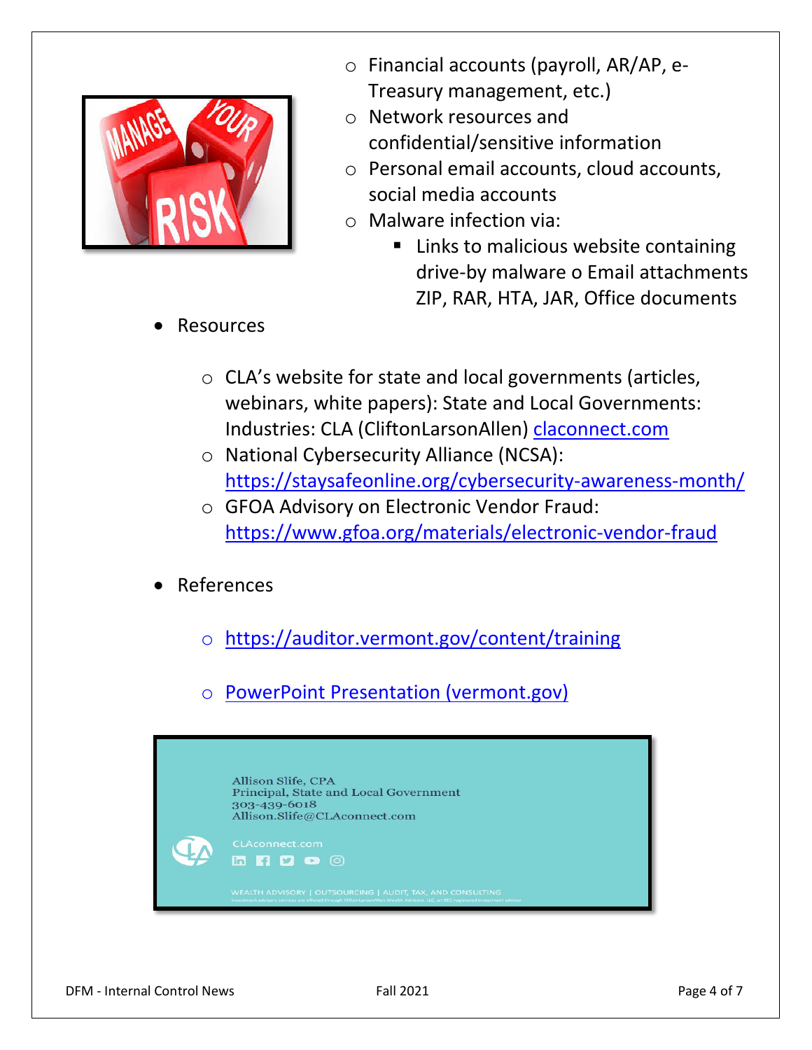- Financial accounts (payroll, AR/AP, e-Treasury management, etc.)
- Network resources and confidential/sensitive information
- Personal email accounts, cloud accounts, social media accounts
- Malware infection via:
  - Links to malicious website containing drive-by malware o Email attachments ZIP, RAR, HTA, JAR, Office documents

- Resources
  - CLA's website for state and local governments (articles, webinars, white papers): State and Local Governments: Industries: CLA (CliftonLarsonAllen) [claconnect.com](claconnect.com)
  - National Cybersecurity Alliance (NCSA): [https://staysafeonline.org/cybersecurity-awareness-month/](https://staysafeonline.org/cybersecurity-awareness-month/)
  - GFOA Advisory on Electronic Vendor Fraud: [https://www.gfoa.org/materials/electronic-vendor-fraud](https://www.gfoa.org/materials/electronic-vendor-fraud)

- References
  - [https://auditor.vermont.gov/content/training](https://auditor.vermont.gov/content/training)
  - [PowerPoint Presentation (vermont.gov)](PowerPoint Presentation (vermont.gov))

Allison Slife, CPA
Principal, State and Local Government
303-439-6018
Allison.Slife@CLAconnect.com

CLAconnect.com

WEALTH ADVISORY | OUTSOURCING | AUDIT, TAX, AND CONSULTING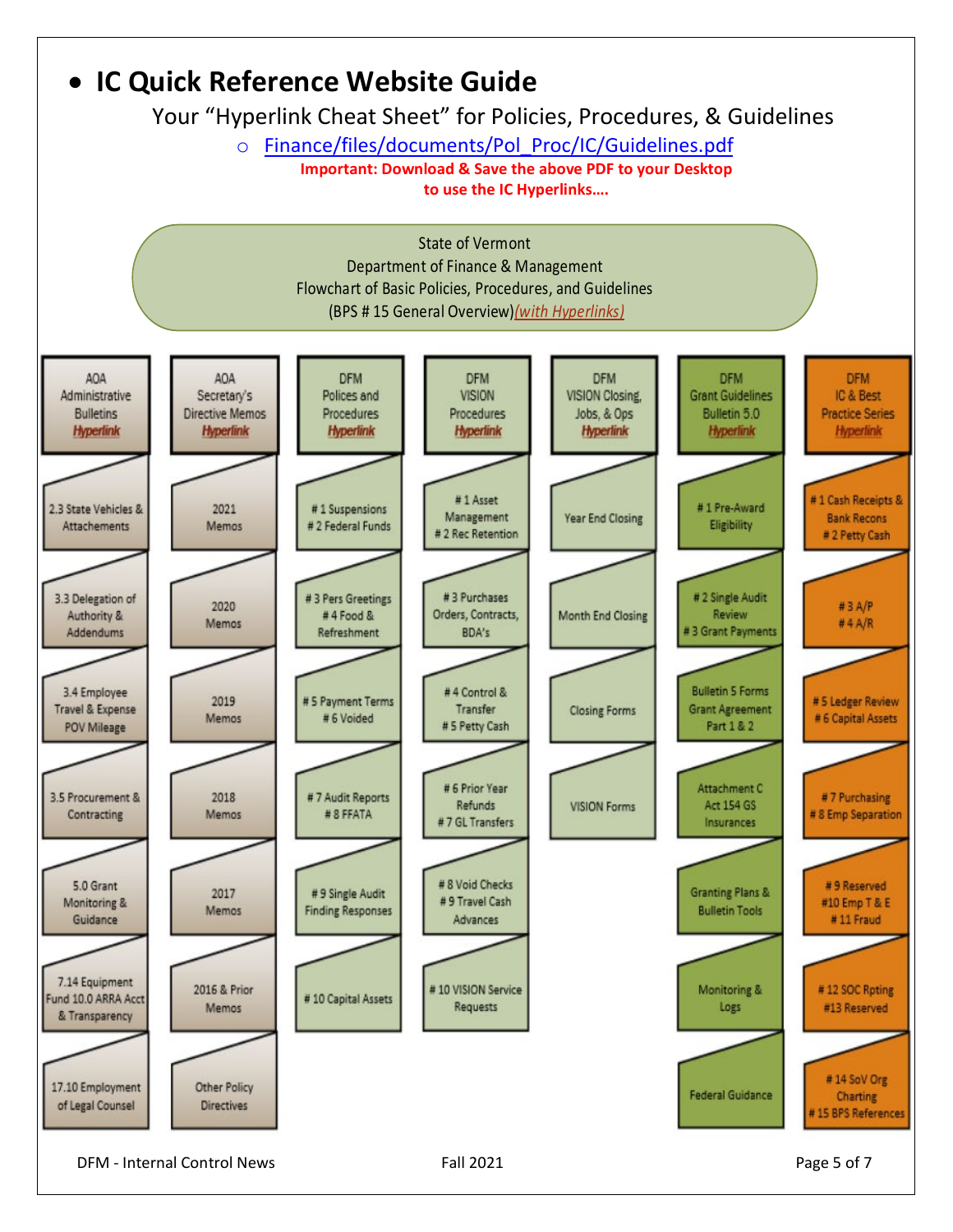- **IC Quick Reference Website Guide**

Your "Hyperlink Cheat Sheet" for Policies, Procedures, & Guidelines

- Finance/files/documents/Pol_Proc/IC/Guidelines.pdf

**Important: Download & Save the above PDF to your Desktop to use the IC Hyperlinks….**

State of Vermont
Department of Finance & Management
Flowchart of Basic Policies, Procedures, and Guidelines
(BPS # 15 General Overview)*(with Hyperlinks)*

| AOA Administrative Bulletins Hyperlink | AOA Secretary's Directive Memos Hyperlink | DFM Polices and Procedures Hyperlink | DFM VISION Procedures Hyperlink | DFM VISION Closing, Jobs, & Ops Hyperlink | DFM Grant Guidelines Bulletin 5.0 Hyperlink | DFM IC & Best Practice Series Hyperlink |
|---|---|---|---|---|---|---|
| 2.3 State Vehicles & Attachements | 2021 Memos | # 1 Suspensions # 2 Federal Funds | # 1 Asset Management # 2 Rec Retention | Year End Closing | # 1 Pre-Award Eligibility | # 1 Cash Receipts & Bank Recons # 2 Petty Cash |
| 3.3 Delegation of Authority & Addendums | 2020 Memos | # 3 Pers Greetings # 4 Food & Refreshment | # 3 Purchases Orders, Contracts, BDA's | Month End Closing | # 2 Single Audit Review # 3 Grant Payments | # 3 A/P # 4 A/R |
| 3.4 Employee Travel & Expense POV Mileage | 2019 Memos | # 5 Payment Terms # 6 Voided | # 4 Control & Transfer # 5 Petty Cash | Closing Forms | Bulletin 5 Forms Grant Agreement Part 1 & 2 | # 5 Ledger Review # 6 Capital Assets |
| 3.5 Procurement & Contracting | 2018 Memos | # 7 Audit Reports # 8 FFATA | # 6 Prior Year Refunds # 7 GL Transfers | VISION Forms | Attachment C Act 154 GS Insurances | # 7 Purchasing # 8 Emp Separation |
| 5.0 Grant Monitoring & Guidance | 2017 Memos | # 9 Single Audit Finding Responses | # 8 Void Checks # 9 Travel Cash Advances | | Granting Plans & Bulletin Tools | # 9 Reserved #10 Emp T & E # 11 Fraud |
| 7.14 Equipment Fund 10.0 ARRA Acct & Transparency | 2016 & Prior Memos | # 10 Capital Assets | # 10 VISION Service Requests | | Monitoring & Logs | # 12 SOC Rpting #13 Reserved |
| 17.10 Employment of Legal Counsel | Other Policy Directives | | | | Federal Guidance | # 14 SoV Org Charting # 15 BPS References |

DFM - Internal Control News | Fall 2021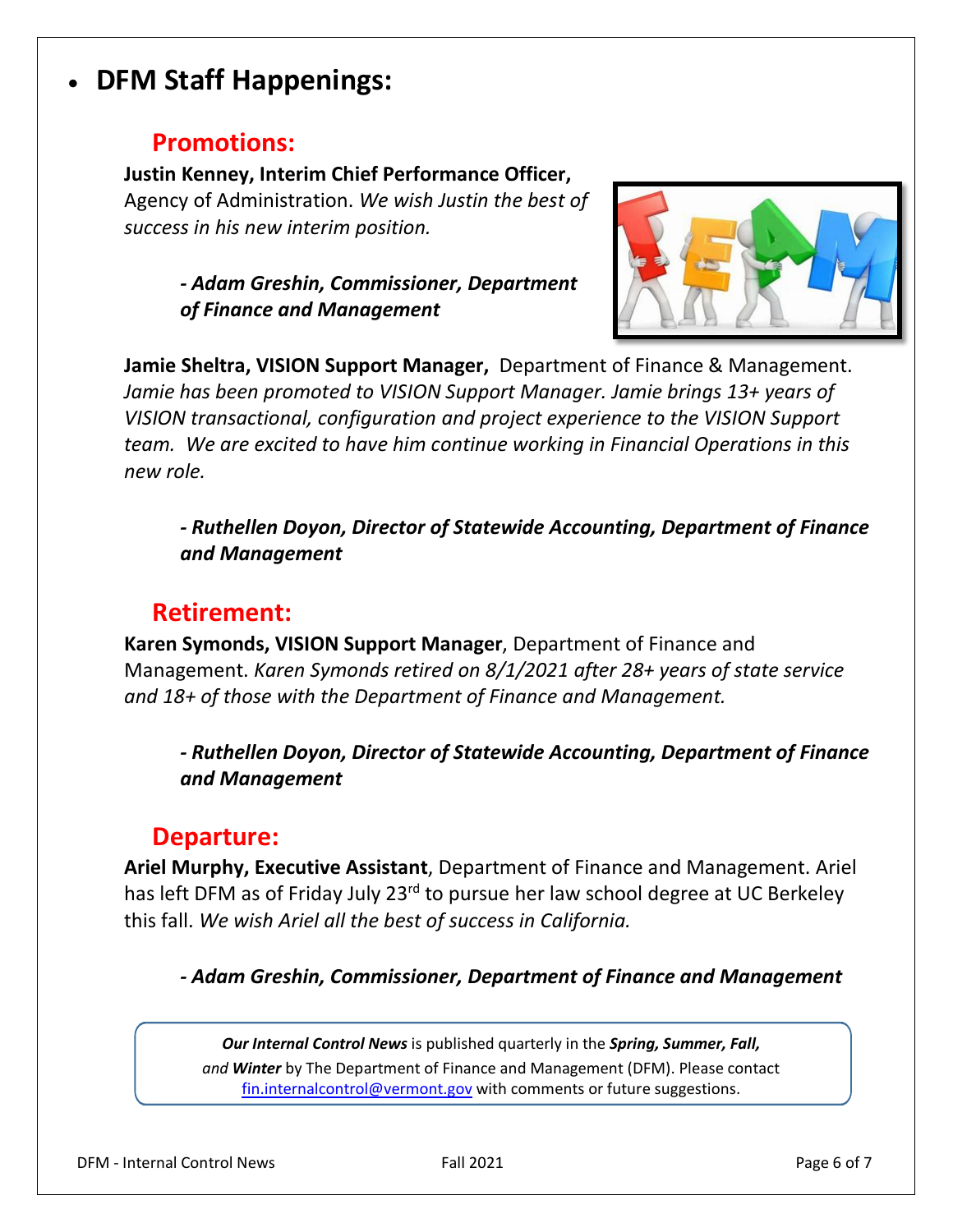- **DFM Staff Happenings:**

## Promotions:

**Justin Kenney, Interim Chief Performance Officer,** Agency of Administration. *We wish Justin the best of success in his new interim position.*

***- Adam Greshin, Commissioner, Department of Finance and Management***

**Jamie Sheltra, VISION Support Manager,** Department of Finance & Management. *Jamie has been promoted to VISION Support Manager. Jamie brings 13+ years of VISION transactional, configuration and project experience to the VISION Support team. We are excited to have him continue working in Financial Operations in this new role.*

***- Ruthellen Doyon, Director of Statewide Accounting, Department of Finance and Management***

## Retirement:

**Karen Symonds, VISION Support Manager**, Department of Finance and Management. *Karen Symonds retired on 8/1/2021 after 28+ years of state service and 18+ of those with the Department of Finance and Management.*

***- Ruthellen Doyon, Director of Statewide Accounting, Department of Finance and Management***

## Departure:

**Ariel Murphy, Executive Assistant**, Department of Finance and Management. Ariel has left DFM as of Friday July 23rd to pursue her law school degree at UC Berkeley this fall. *We wish Ariel all the best of success in California.*

***- Adam Greshin, Commissioner, Department of Finance and Management***

***Our Internal Control News*** is published quarterly in the ***Spring, Summer, Fall,*** *and* ***Winter*** by The Department of Finance and Management (DFM). Please contact fin.internalcontrol@vermont.gov with comments or future suggestions.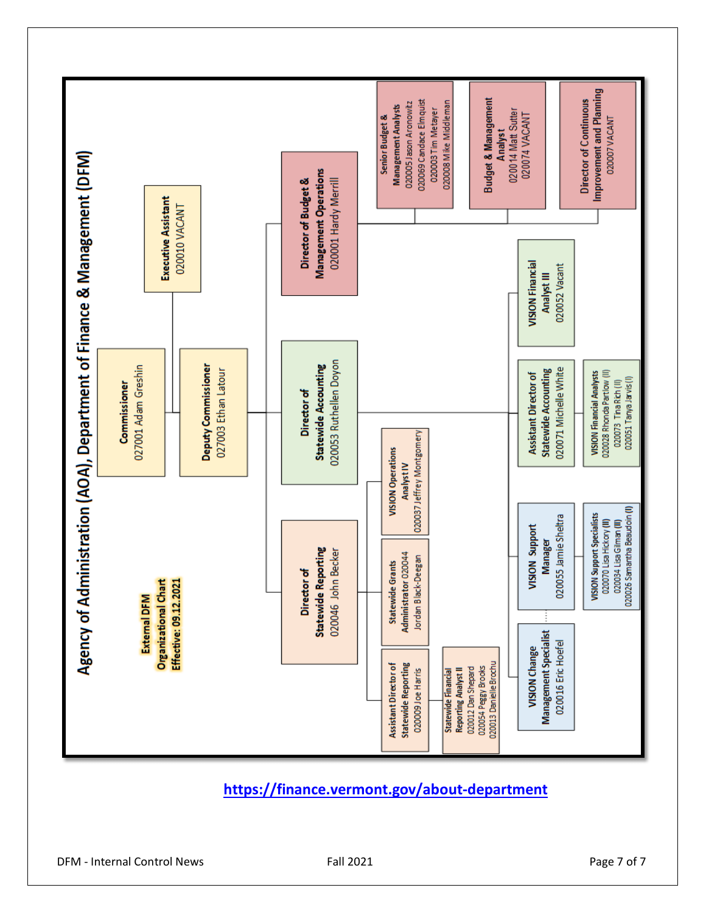# Agency of Administration (AOA), Department of Finance & Management (DFM)

**External DFM Organizational Chart Effective: 09.12.2021**

**Commissioner**
027001 Adam Greshin

**Executive Assistant**
020010 VACANT

**Deputy Commissioner**
027003 Ethan Latour

**Director of Budget & Management Operations**
020001 Hardy Merrill

**Senior Budget & Management Analysts**
020005 Jason Aronowitz
020069 Candace Elmquist
020003 Tim Metayer
020008 Mike Middleman

**Budget & Management Analyst**
020014 Matt Sutter
020074 VACANT

**Director of Continuous Improvement and Planning**
020007 VACANT

**Director of Statewide Accounting**
020053 Ruthellen Doyon

**VISION Financial Analyst III**
020052 Vacant

**Assistant Director of Statewide Accounting**
020071 Michelle White

**VISION Financial Analysts**
020028 Rhonda Partlow (II)
020073 Tina Rich (II)
020051 Tanya Jarvis (I)

**VISION Support Manager**
020055 Jamie Sheltra

**VISION Support Specialists**
020070 Lisa Hickory (II)
020034 Lisa Gilman (II)
020026 Samantha Beaudoin (I)

**VISION Change Management Specialist**
020016 Eric Hoefel

**Director of Statewide Reporting**
020046 John Becker

**VISION Operations Analyst IV**
020037 Jeffrey Montgomery

**Statewide Grants Administrator 020044**
Jordan Black-Deegan

**Assistant Director of Statewide Reporting**
020009 Joe Harris

**Statewide Financial Reporting Analyst II**
020012 Dan Shepard
020054 Peggy Brooks
020013 Danielle Brochu

https://finance.vermont.gov/about-department